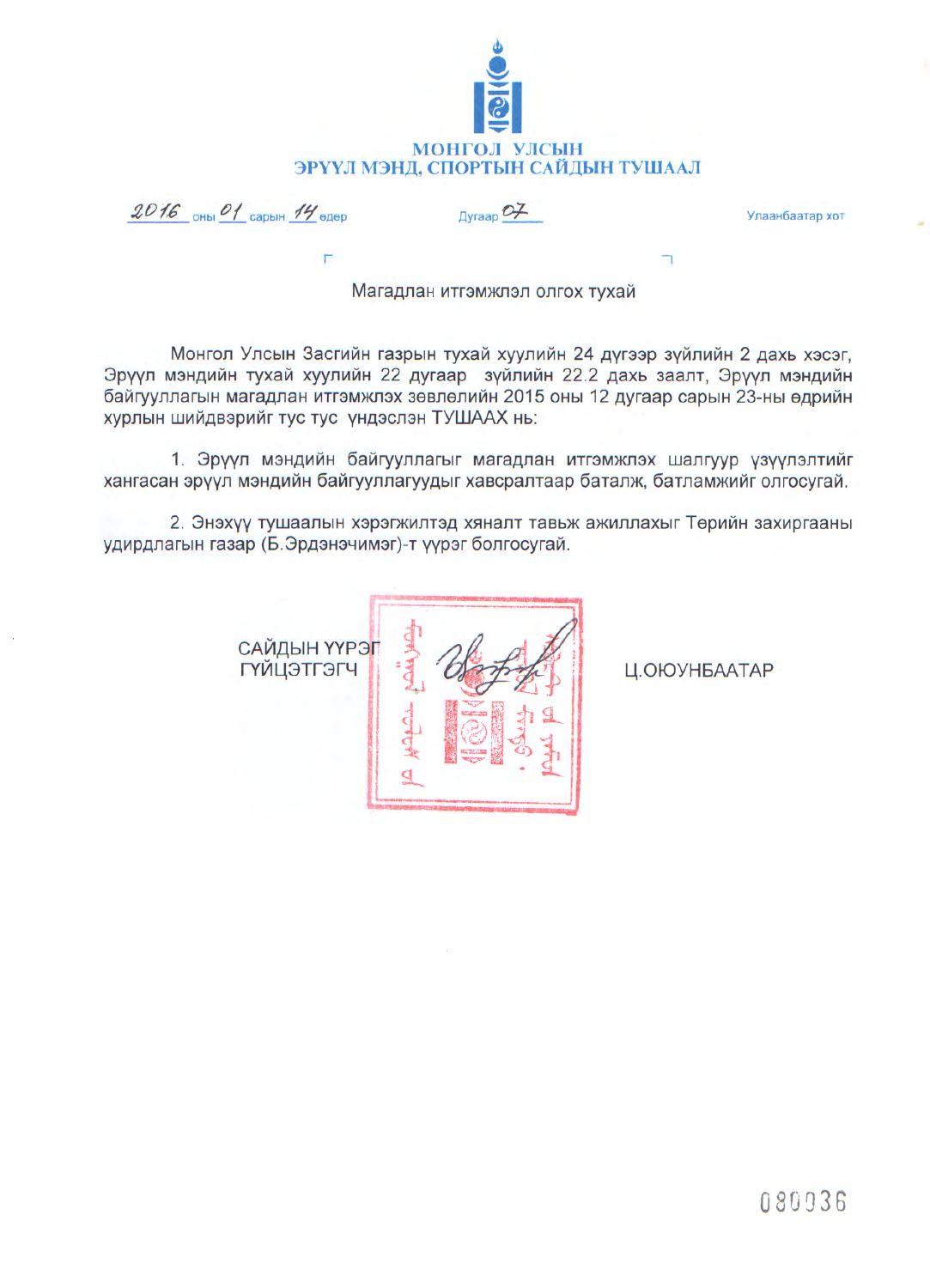# МОНГОЛ УЛСЫН
# ЭРҮҮЛ МЭНД, СПОРТЫН САЙДЫН ТУШААЛ

2016 оны 01 сарын 14 өдөр Дугаар 07 Улаанбаатар хот

Магадлан итгэмжлэл олгох тухай

Монгол Улсын Засгийн газрын тухай хуулийн 24 дүгээр зүйлийн 2 дахь хэсэг, Эрүүл мэндийн тухай хуулийн 22 дугаар зүйлийн 22.2 дахь заалт, Эрүүл мэндийн байгууллагын магадлан итгэмжлэх зөвлөлийн 2015 оны 12 дугаар сарын 23-ны өдрийн хурлын шийдвэрийг тус тус үндэслэн ТУШААХ нь:

1. Эрүүл мэндийн байгууллагыг магадлан итгэмжлэх шалгуур үзүүлэлтийг хангасан эрүүл мэндийн байгууллагуудыг хавсралтаар баталж, батламжийг олгосугай.

2. Энэхүү тушаалын хэрэгжилтэд хяналт тавьж ажиллахыг Төрийн захиргааны удирдлагын газар (Б.Эрдэнэчимэг)-т үүрэг болгосугай.

САЙДЫН ҮҮРЭГ ГҮЙЦЭТГЭГЧ Ц.ОЮУНБААТАР

080036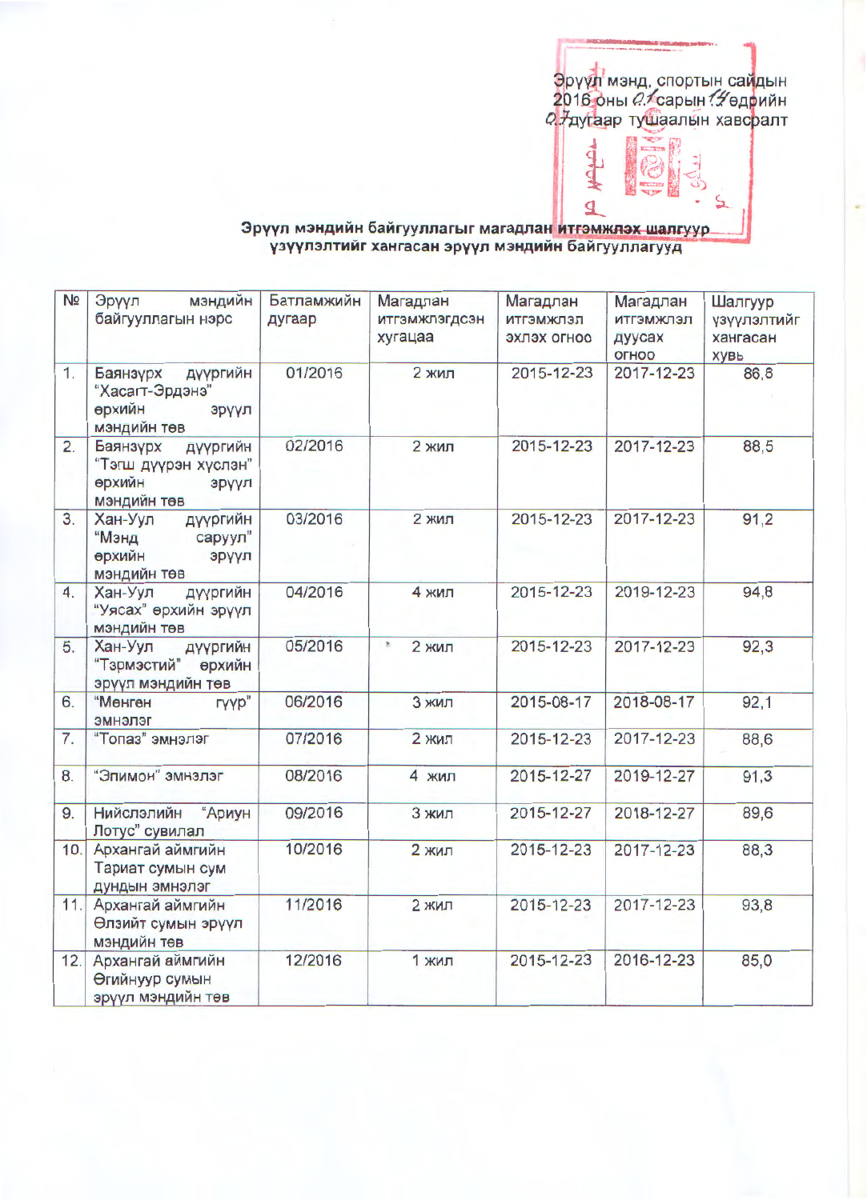Эрүүл мэнд, спортын сайдын
2016 оны 01 сарын 14 өдрийн
07 дугаар тушаалын хавсралт

**Эрүүл мэндийн байгууллагыг магадлан итгэмжлэх шалгуур үзүүлэлтийг хангасан эрүүл мэндийн байгууллагууд**

| № | Эрүүл мэндийн байгууллагын нэрс | Батламжийн дугаар | Магадлан итгэмжлэгдсэн хугацаа | Магадлан итгэмжлэл эхлэх огноо | Магадлан итгэмжлэл дуусах огноо | Шалгуур үзүүлэлтийг хангасан хувь |
|---|---|---|---|---|---|---|
| 1. | Баянзүрх дүүргийн "Хасагт-Эрдэнэ" өрхийн эрүүл мэндийн төв | 01/2016 | 2 жил | 2015-12-23 | 2017-12-23 | 86,8 |
| 2. | Баянзүрх дүүргийн "Тэгш дүүрэн хүслэн" өрхийн эрүүл мэндийн төв | 02/2016 | 2 жил | 2015-12-23 | 2017-12-23 | 88,5 |
| 3. | Хан-Уул дүүргийн "Мэнд саруул" өрхийн эрүүл мэндийн төв | 03/2016 | 2 жил | 2015-12-23 | 2017-12-23 | 91,2 |
| 4. | Хан-Уул дүүргийн "Уясах" өрхийн эрүүл мэндийн төв | 04/2016 | 4 жил | 2015-12-23 | 2019-12-23 | 94,8 |
| 5. | Хан-Уул дүүргийн "Тэрмэстий" өрхийн эрүүл мэндийн төв | 05/2016 | 2 жил | 2015-12-23 | 2017-12-23 | 92,3 |
| 6. | "Мөнгөн гүүр" эмнэлэг | 06/2016 | 3 жил | 2015-08-17 | 2018-08-17 | 92,1 |
| 7. | "Топаз" эмнэлэг | 07/2016 | 2 жил | 2015-12-23 | 2017-12-23 | 88,6 |
| 8. | "Элимон" эмнэлэг | 08/2016 | 4 жил | 2015-12-27 | 2019-12-27 | 91,3 |
| 9. | Нийслэлийн "Ариун Лотус" сувилал | 09/2016 | 3 жил | 2015-12-27 | 2018-12-27 | 89,6 |
| 10. | Архангай аймгийн Тариат сумын сум дундын эмнэлэг | 10/2016 | 2 жил | 2015-12-23 | 2017-12-23 | 88,3 |
| 11. | Архангай аймгийн Өлзийт сумын эрүүл мэндийн төв | 11/2016 | 2 жил | 2015-12-23 | 2017-12-23 | 93,8 |
| 12. | Архангай аймгийн Өгийнуур сумын эрүүл мэндийн төв | 12/2016 | 1 жил | 2015-12-23 | 2016-12-23 | 85,0 |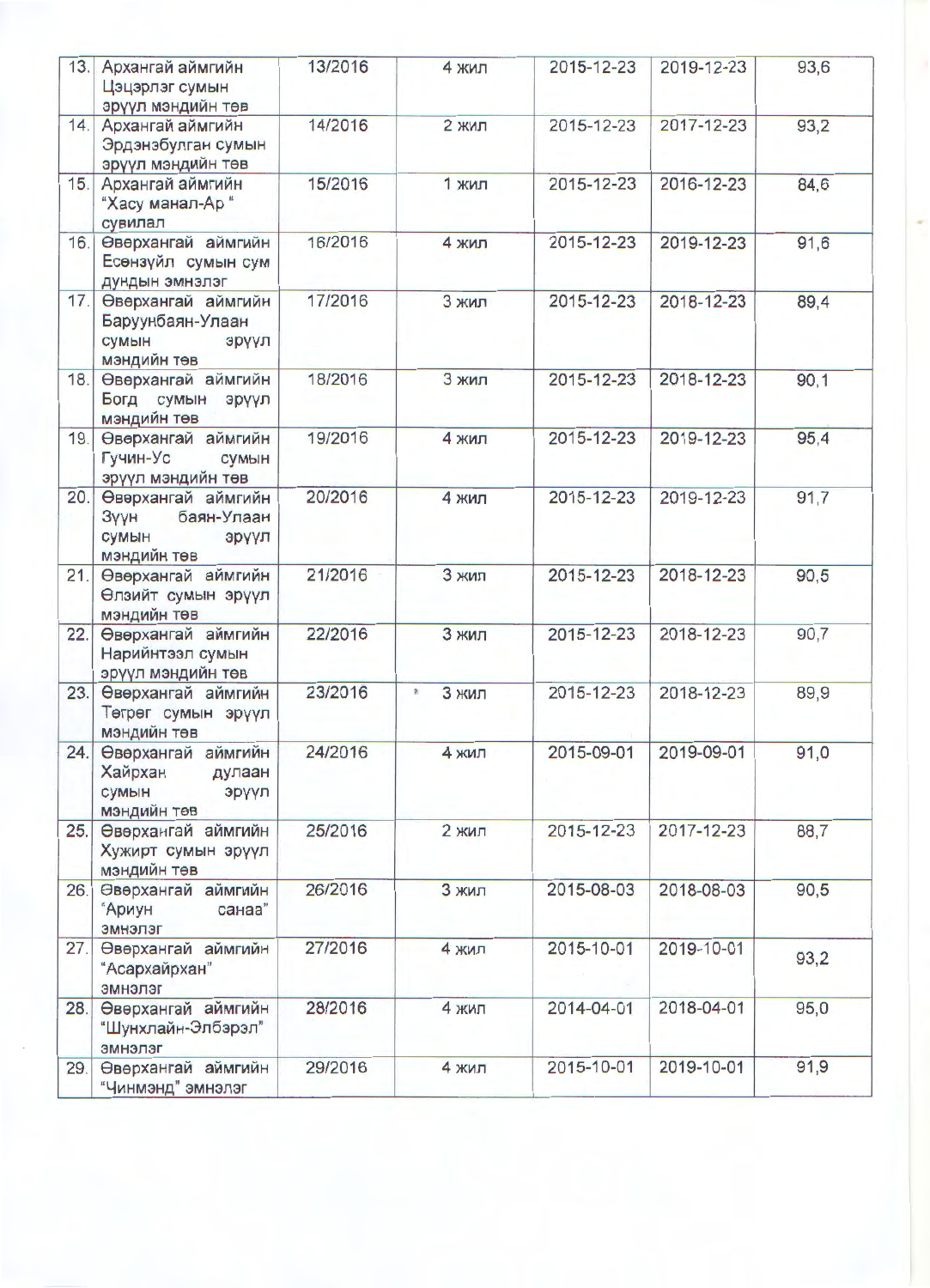| | | | | | | |
|---|---|---|---|---|---|---|
| 13. | Архангай аймгийн Цэцэрлэг сумын эрүүл мэндийн төв | 13/2016 | 4 жил | 2015-12-23 | 2019-12-23 | 93,6 |
| 14. | Архангай аймгийн Эрдэнэбулган сумын эрүүл мэндийн төв | 14/2016 | 2 жил | 2015-12-23 | 2017-12-23 | 93,2 |
| 15. | Архангай аймгийн "Хасу манал-Ар" сувилал | 15/2016 | 1 жил | 2015-12-23 | 2016-12-23 | 84,6 |
| 16. | Өвөрхангай аймгийн Есөнзүйл сумын сум дундын эмнэлэг | 16/2016 | 4 жил | 2015-12-23 | 2019-12-23 | 91,6 |
| 17. | Өвөрхангай аймгийн Баруунбаян-Улаан сумын эрүүл мэндийн төв | 17/2016 | 3 жил | 2015-12-23 | 2018-12-23 | 89,4 |
| 18. | Өвөрхангай аймгийн Богд сумын эрүүл мэндийн төв | 18/2016 | 3 жил | 2015-12-23 | 2018-12-23 | 90,1 |
| 19. | Өвөрхангай аймгийн Гучин-Ус сумын эрүүл мэндийн төв | 19/2016 | 4 жил | 2015-12-23 | 2019-12-23 | 95,4 |
| 20. | Өвөрхангай аймгийн Зүүн баян-Улаан сумын эрүүл мэндийн төв | 20/2016 | 4 жил | 2015-12-23 | 2019-12-23 | 91,7 |
| 21. | Өвөрхангай аймгийн Өлзийт сумын эрүүл мэндийн төв | 21/2016 | 3 жил | 2015-12-23 | 2018-12-23 | 90,5 |
| 22. | Өвөрхангай аймгийн Нарийнтээл сумын эрүүл мэндийн төв | 22/2016 | 3 жил | 2015-12-23 | 2018-12-23 | 90,7 |
| 23. | Өвөрхангай аймгийн Тэгрэг сумын эрүүл мэндийн төв | 23/2016 | 3 жил | 2015-12-23 | 2018-12-23 | 89,9 |
| 24. | Өвөрхангай аймгийн Хайрхан дулаан сумын эрүүл мэндийн төв | 24/2016 | 4 жил | 2015-09-01 | 2019-09-01 | 91,0 |
| 25. | Өвөрхангай аймгийн Хужирт сумын эрүүл мэндийн төв | 25/2016 | 2 жил | 2015-12-23 | 2017-12-23 | 88,7 |
| 26. | Өвөрхангай аймгийн "Ариун санаа" эмнэлэг | 26/2016 | 3 жил | 2015-08-03 | 2018-08-03 | 90,5 |
| 27. | Өвөрхангай аймгийн "Асархайрхан" эмнэлэг | 27/2016 | 4 жил | 2015-10-01 | 2019-10-01 | 93,2 |
| 28. | Өвөрхангай аймгийн "Шунхлайн-Элбэрэл" эмнэлэг | 28/2016 | 4 жил | 2014-04-01 | 2018-04-01 | 95,0 |
| 29. | Өвөрхангай аймгийн "Чинмэнд" эмнэлэг | 29/2016 | 4 жил | 2015-10-01 | 2019-10-01 | 91,9 |